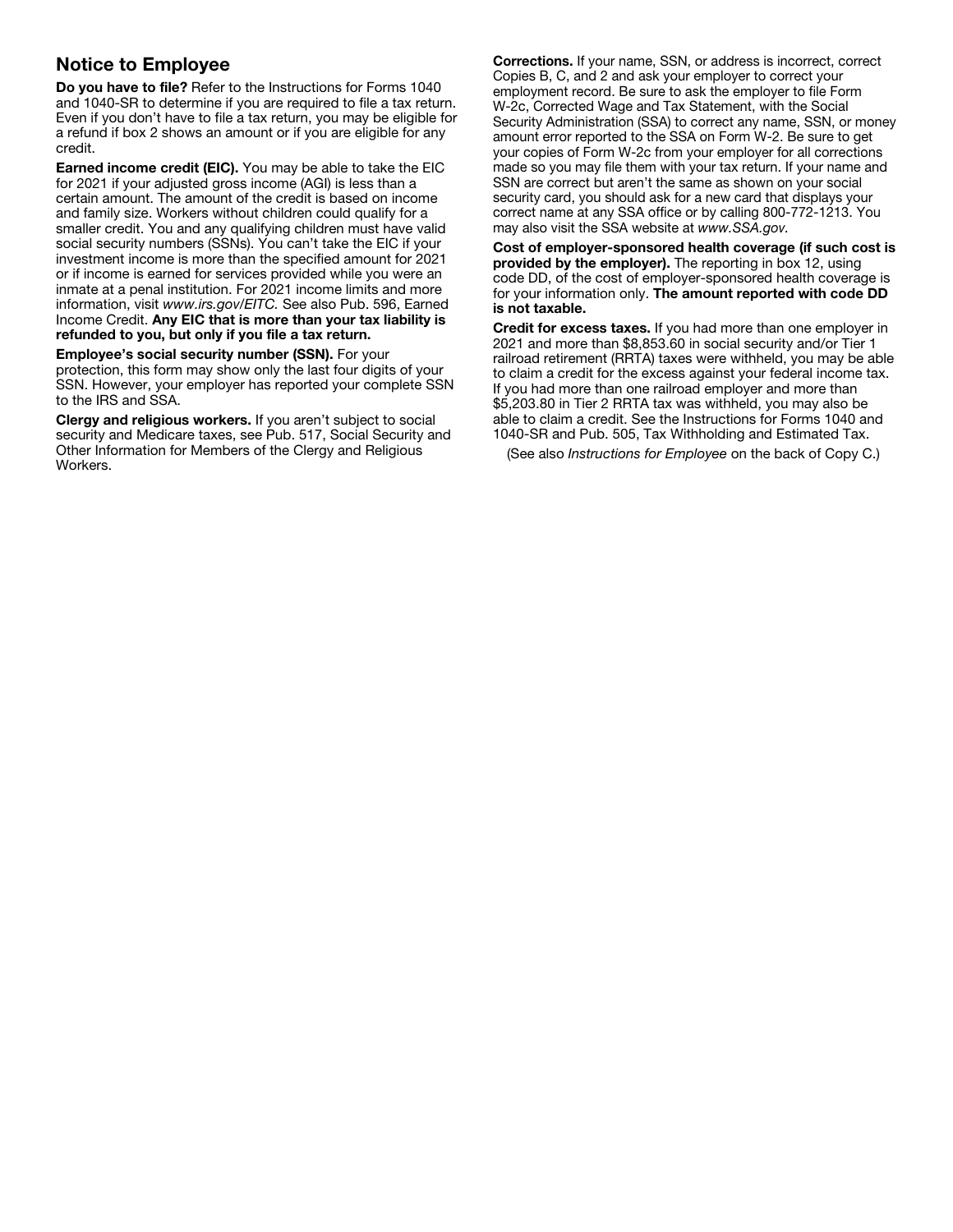## Notice to Employee

**Do you have to file?** Refer to the Instructions for Forms 1040 and 1040-SR to determine if you are required to file a tax return. Even if you don't have to file a tax return, you may be eligible for a refund if box 2 shows an amount or if you are eligible for any credit.

**Earned income credit (EIC).** You may be able to take the EIC for 2021 if your adjusted gross income (AGI) is less than a certain amount. The amount of the credit is based on income and family size. Workers without children could qualify for a smaller credit. You and any qualifying children must have valid social security numbers (SSNs). You can't take the EIC if your investment income is more than the specified amount for 2021 or if income is earned for services provided while you were an inmate at a penal institution. For 2021 income limits and more information, visit *www.irs.gov/EITC*. See also Pub. 596, Earned Income Credit. **Any EIC that is more than your tax liability is refunded to you, but only if you file a tax return.**

**Employee's social security number (SSN).** For your protection, this form may show only the last four digits of your SSN. However, your employer has reported your complete SSN to the IRS and SSA.

**Clergy and religious workers.** If you aren't subject to social security and Medicare taxes, see Pub. 517, Social Security and Other Information for Members of the Clergy and Religious Workers.

**Corrections.** If your name, SSN, or address is incorrect, correct Copies B, C, and 2 and ask your employer to correct your employment record. Be sure to ask the employer to file Form W-2c, Corrected Wage and Tax Statement, with the Social Security Administration (SSA) to correct any name, SSN, or money amount error reported to the SSA on Form W-2. Be sure to get your copies of Form W-2c from your employer for all corrections made so you may file them with your tax return. If your name and SSN are correct but aren't the same as shown on your social security card, you should ask for a new card that displays your correct name at any SSA office or by calling 800-772-1213. You may also visit the SSA website at *www.SSA.gov*.

**Cost of employer-sponsored health coverage (if such cost is provided by the employer).** The reporting in box 12, using code DD, of the cost of employer-sponsored health coverage is for your information only. **The amount reported with code DD is not taxable.**

**Credit for excess taxes.** If you had more than one employer in 2021 and more than $8,853.60 in social security and/or Tier 1 railroad retirement (RRTA) taxes were withheld, you may be able to claim a credit for the excess against your federal income tax. If you had more than one railroad employer and more than $5,203.80 in Tier 2 RRTA tax was withheld, you may also be able to claim a credit. See the Instructions for Forms 1040 and 1040-SR and Pub. 505, Tax Withholding and Estimated Tax.

(See also *Instructions for Employee* on the back of Copy C.)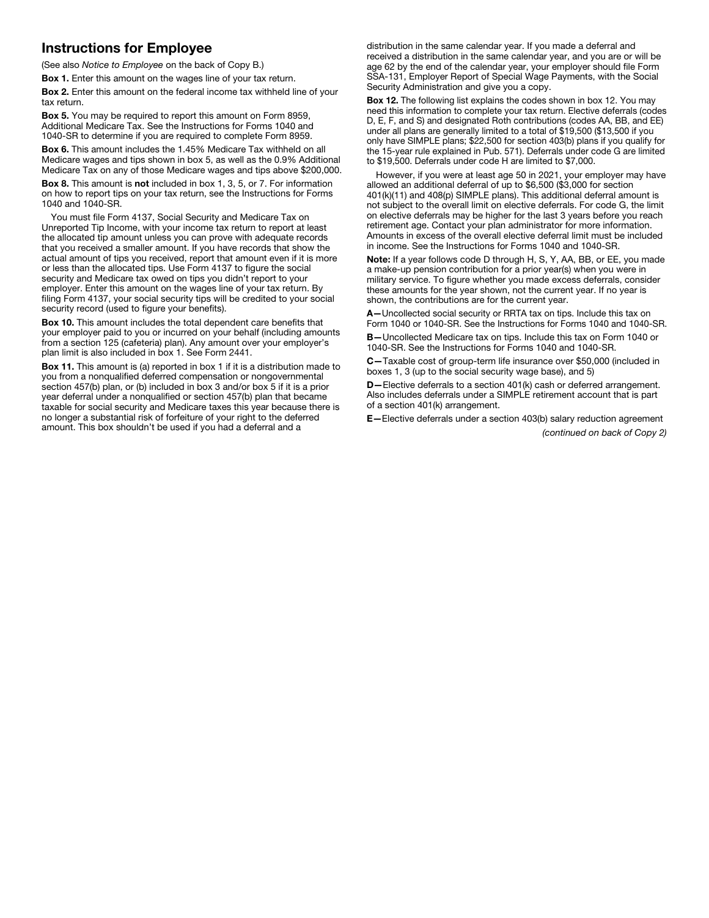## Instructions for Employee

(See also *Notice to Employee* on the back of Copy B.)

**Box 1.** Enter this amount on the wages line of your tax return.

**Box 2.** Enter this amount on the federal income tax withheld line of your tax return.

**Box 5.** You may be required to report this amount on Form 8959, Additional Medicare Tax. See the Instructions for Forms 1040 and 1040-SR to determine if you are required to complete Form 8959.

**Box 6.** This amount includes the 1.45% Medicare Tax withheld on all Medicare wages and tips shown in box 5, as well as the 0.9% Additional Medicare Tax on any of those Medicare wages and tips above $200,000.

**Box 8.** This amount is **not** included in box 1, 3, 5, or 7. For information on how to report tips on your tax return, see the Instructions for Forms 1040 and 1040-SR.

You must file Form 4137, Social Security and Medicare Tax on Unreported Tip Income, with your income tax return to report at least the allocated tip amount unless you can prove with adequate records that you received a smaller amount. If you have records that show the actual amount of tips you received, report that amount even if it is more or less than the allocated tips. Use Form 4137 to figure the social security and Medicare tax owed on tips you didn't report to your employer. Enter this amount on the wages line of your tax return. By filing Form 4137, your social security tips will be credited to your social security record (used to figure your benefits).

**Box 10.** This amount includes the total dependent care benefits that your employer paid to you or incurred on your behalf (including amounts from a section 125 (cafeteria) plan). Any amount over your employer's plan limit is also included in box 1. See Form 2441.

**Box 11.** This amount is (a) reported in box 1 if it is a distribution made to you from a nonqualified deferred compensation or nongovernmental section 457(b) plan, or (b) included in box 3 and/or box 5 if it is a prior year deferral under a nonqualified or section 457(b) plan that became taxable for social security and Medicare taxes this year because there is no longer a substantial risk of forfeiture of your right to the deferred amount. This box shouldn't be used if you had a deferral and a distribution in the same calendar year. If you made a deferral and received a distribution in the same calendar year, and you are or will be age 62 by the end of the calendar year, your employer should file Form SSA-131, Employer Report of Special Wage Payments, with the Social Security Administration and give you a copy.

**Box 12.** The following list explains the codes shown in box 12. You may need this information to complete your tax return. Elective deferrals (codes D, E, F, and S) and designated Roth contributions (codes AA, BB, and EE) under all plans are generally limited to a total of $19,500 ($13,500 if you only have SIMPLE plans; $22,500 for section 403(b) plans if you qualify for the 15-year rule explained in Pub. 571). Deferrals under code G are limited to $19,500. Deferrals under code H are limited to $7,000.

However, if you were at least age 50 in 2021, your employer may have allowed an additional deferral of up to $6,500 ($3,000 for section 401(k)(11) and 408(p) SIMPLE plans). This additional deferral amount is not subject to the overall limit on elective deferrals. For code G, the limit on elective deferrals may be higher for the last 3 years before you reach retirement age. Contact your plan administrator for more information. Amounts in excess of the overall elective deferral limit must be included in income. See the Instructions for Forms 1040 and 1040-SR.

**Note:** If a year follows code D through H, S, Y, AA, BB, or EE, you made a make-up pension contribution for a prior year(s) when you were in military service. To figure whether you made excess deferrals, consider these amounts for the year shown, not the current year. If no year is shown, the contributions are for the current year.

**A—**Uncollected social security or RRTA tax on tips. Include this tax on Form 1040 or 1040-SR. See the Instructions for Forms 1040 and 1040-SR.

**B—**Uncollected Medicare tax on tips. Include this tax on Form 1040 or 1040-SR. See the Instructions for Forms 1040 and 1040-SR.

**C—**Taxable cost of group-term life insurance over $50,000 (included in boxes 1, 3 (up to the social security wage base), and 5)

**D—**Elective deferrals to a section 401(k) cash or deferred arrangement. Also includes deferrals under a SIMPLE retirement account that is part of a section 401(k) arrangement.

**E—**Elective deferrals under a section 403(b) salary reduction agreement

*(continued on back of Copy 2)*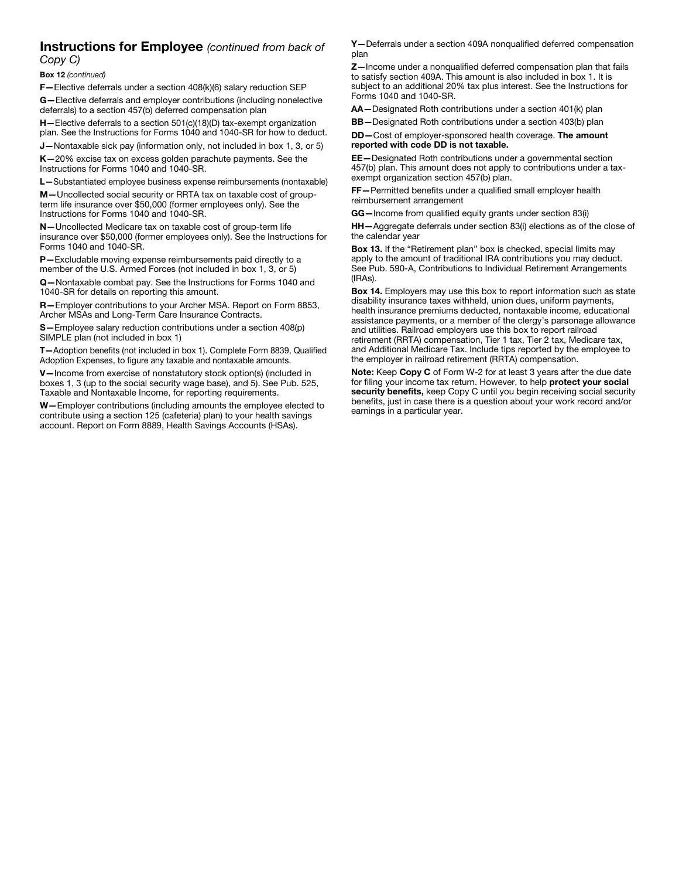## Instructions for Employee *(continued from back of Copy C)*

**Box 12** *(continued)*

**F—**Elective deferrals under a section 408(k)(6) salary reduction SEP

**G—**Elective deferrals and employer contributions (including nonelective deferrals) to a section 457(b) deferred compensation plan

**H—**Elective deferrals to a section 501(c)(18)(D) tax-exempt organization plan. See the Instructions for Forms 1040 and 1040-SR for how to deduct.

**J—**Nontaxable sick pay (information only, not included in box 1, 3, or 5)

**K—**20% excise tax on excess golden parachute payments. See the Instructions for Forms 1040 and 1040-SR.

**L—**Substantiated employee business expense reimbursements (nontaxable)

**M—**Uncollected social security or RRTA tax on taxable cost of group-term life insurance over $50,000 (former employees only). See the Instructions for Forms 1040 and 1040-SR.

**N—**Uncollected Medicare tax on taxable cost of group-term life insurance over $50,000 (former employees only). See the Instructions for Forms 1040 and 1040-SR.

**P—**Excludable moving expense reimbursements paid directly to a member of the U.S. Armed Forces (not included in box 1, 3, or 5)

**Q—**Nontaxable combat pay. See the Instructions for Forms 1040 and 1040-SR for details on reporting this amount.

**R—**Employer contributions to your Archer MSA. Report on Form 8853, Archer MSAs and Long-Term Care Insurance Contracts.

**S—**Employee salary reduction contributions under a section 408(p) SIMPLE plan (not included in box 1)

**T—**Adoption benefits (not included in box 1). Complete Form 8839, Qualified Adoption Expenses, to figure any taxable and nontaxable amounts.

**V—**Income from exercise of nonstatutory stock option(s) (included in boxes 1, 3 (up to the social security wage base), and 5). See Pub. 525, Taxable and Nontaxable Income, for reporting requirements.

**W—**Employer contributions (including amounts the employee elected to contribute using a section 125 (cafeteria) plan) to your health savings account. Report on Form 8889, Health Savings Accounts (HSAs).

**Y—**Deferrals under a section 409A nonqualified deferred compensation plan

**Z—**Income under a nonqualified deferred compensation plan that fails to satisfy section 409A. This amount is also included in box 1. It is subject to an additional 20% tax plus interest. See the Instructions for Forms 1040 and 1040-SR.

**AA—**Designated Roth contributions under a section 401(k) plan

**BB—**Designated Roth contributions under a section 403(b) plan

**DD—**Cost of employer-sponsored health coverage. **The amount reported with code DD is not taxable.**

**EE—**Designated Roth contributions under a governmental section 457(b) plan. This amount does not apply to contributions under a tax-exempt organization section 457(b) plan.

**FF—**Permitted benefits under a qualified small employer health reimbursement arrangement

**GG—**Income from qualified equity grants under section 83(i)

**HH—**Aggregate deferrals under section 83(i) elections as of the close of the calendar year

**Box 13.** If the "Retirement plan" box is checked, special limits may apply to the amount of traditional IRA contributions you may deduct. See Pub. 590-A, Contributions to Individual Retirement Arrangements (IRAs).

**Box 14.** Employers may use this box to report information such as state disability insurance taxes withheld, union dues, uniform payments, health insurance premiums deducted, nontaxable income, educational assistance payments, or a member of the clergy's parsonage allowance and utilities. Railroad employers use this box to report railroad retirement (RRTA) compensation, Tier 1 tax, Tier 2 tax, Medicare tax, and Additional Medicare Tax. Include tips reported by the employee to the employer in railroad retirement (RRTA) compensation.

**Note:** Keep **Copy C** of Form W-2 for at least 3 years after the due date for filing your income tax return. However, to help **protect your social security benefits,** keep Copy C until you begin receiving social security benefits, just in case there is a question about your work record and/or earnings in a particular year.